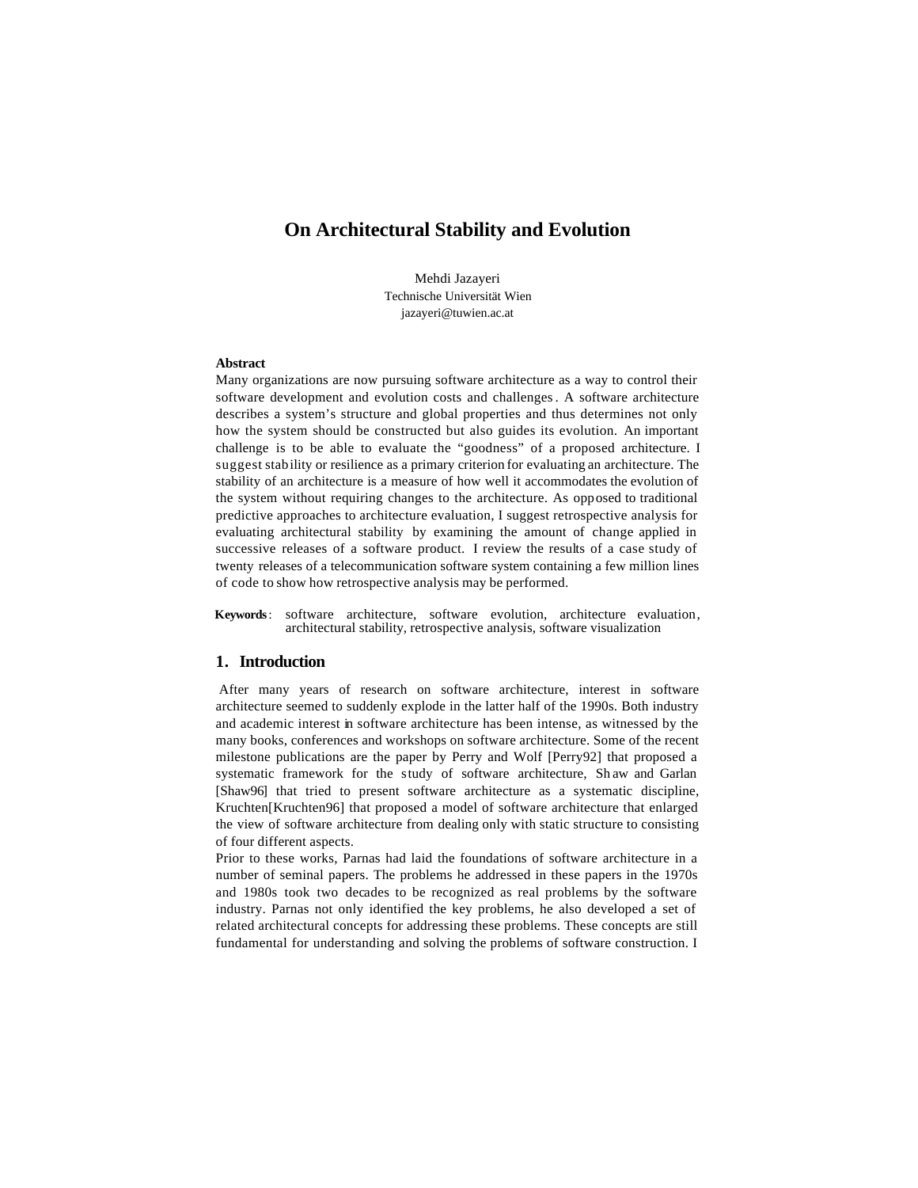# On Architectural Stability and Evolution

Mehdi Jazayeri
Technische Universität Wien
jazayeri@tuwien.ac.at

**Abstract**

Many organizations are now pursuing software architecture as a way to control their software development and evolution costs and challenges. A software architecture describes a system's structure and global properties and thus determines not only how the system should be constructed but also guides its evolution. An important challenge is to be able to evaluate the "goodness" of a proposed architecture. I suggest stability or resilience as a primary criterion for evaluating an architecture. The stability of an architecture is a measure of how well it accommodates the evolution of the system without requiring changes to the architecture. As opposed to traditional predictive approaches to architecture evaluation, I suggest retrospective analysis for evaluating architectural stability by examining the amount of change applied in successive releases of a software product. I review the results of a case study of twenty releases of a telecommunication software system containing a few million lines of code to show how retrospective analysis may be performed.

**Keywords**: software architecture, software evolution, architecture evaluation, architectural stability, retrospective analysis, software visualization

## 1. Introduction

After many years of research on software architecture, interest in software architecture seemed to suddenly explode in the latter half of the 1990s. Both industry and academic interest in software architecture has been intense, as witnessed by the many books, conferences and workshops on software architecture. Some of the recent milestone publications are the paper by Perry and Wolf [Perry92] that proposed a systematic framework for the study of software architecture, Shaw and Garlan [Shaw96] that tried to present software architecture as a systematic discipline, Kruchten[Kruchten96] that proposed a model of software architecture that enlarged the view of software architecture from dealing only with static structure to consisting of four different aspects.

Prior to these works, Parnas had laid the foundations of software architecture in a number of seminal papers. The problems he addressed in these papers in the 1970s and 1980s took two decades to be recognized as real problems by the software industry. Parnas not only identified the key problems, he also developed a set of related architectural concepts for addressing these problems. These concepts are still fundamental for understanding and solving the problems of software construction. I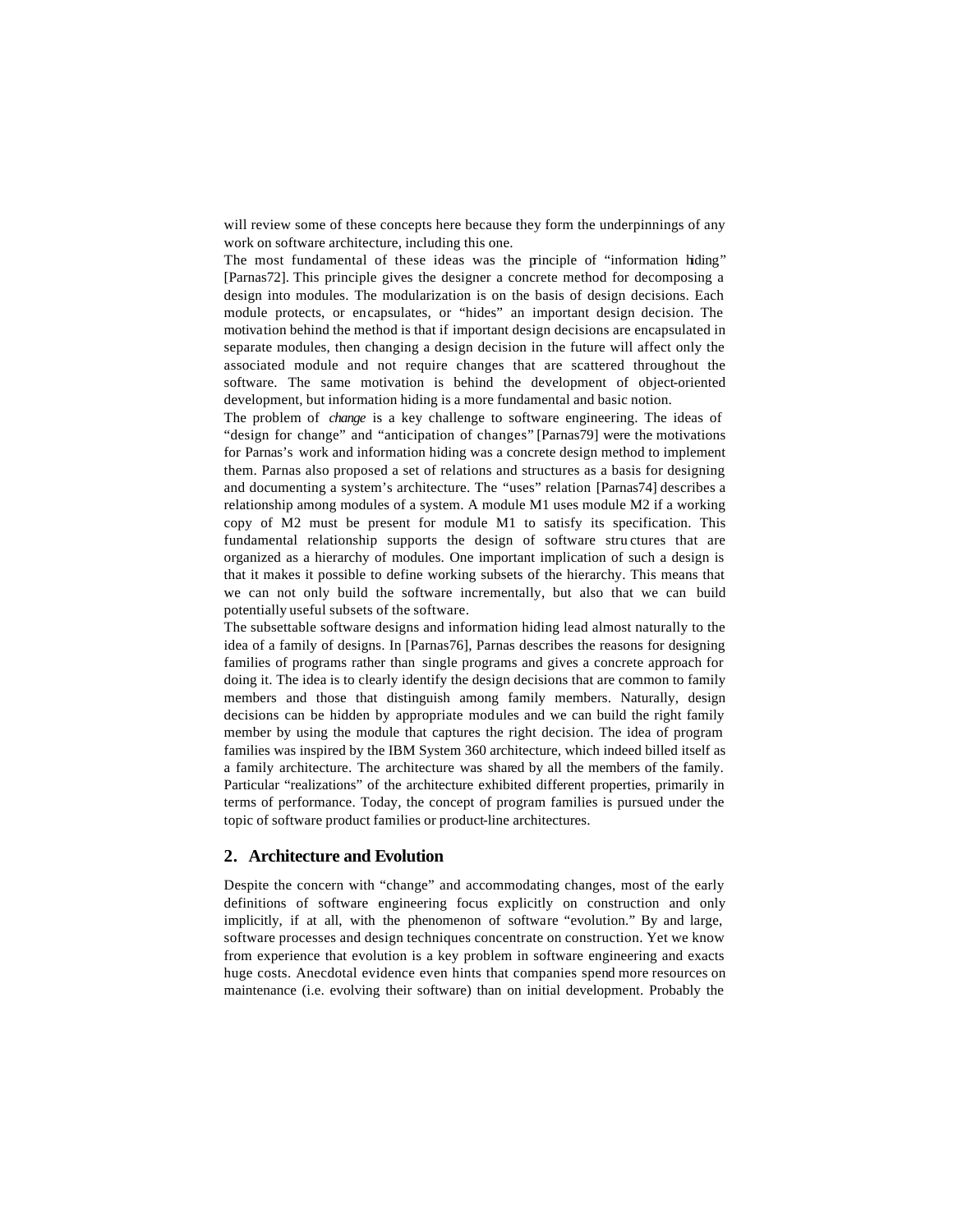will review some of these concepts here because they form the underpinnings of any work on software architecture, including this one.

The most fundamental of these ideas was the principle of "information hiding" [Parnas72]. This principle gives the designer a concrete method for decomposing a design into modules. The modularization is on the basis of design decisions. Each module protects, or encapsulates, or "hides" an important design decision. The motivation behind the method is that if important design decisions are encapsulated in separate modules, then changing a design decision in the future will affect only the associated module and not require changes that are scattered throughout the software. The same motivation is behind the development of object-oriented development, but information hiding is a more fundamental and basic notion.

The problem of *change* is a key challenge to software engineering. The ideas of "design for change" and "anticipation of changes" [Parnas79] were the motivations for Parnas's work and information hiding was a concrete design method to implement them. Parnas also proposed a set of relations and structures as a basis for designing and documenting a system's architecture. The "uses" relation [Parnas74] describes a relationship among modules of a system. A module M1 uses module M2 if a working copy of M2 must be present for module M1 to satisfy its specification. This fundamental relationship supports the design of software structures that are organized as a hierarchy of modules. One important implication of such a design is that it makes it possible to define working subsets of the hierarchy. This means that we can not only build the software incrementally, but also that we can build potentially useful subsets of the software.

The subsettable software designs and information hiding lead almost naturally to the idea of a family of designs. In [Parnas76], Parnas describes the reasons for designing families of programs rather than single programs and gives a concrete approach for doing it. The idea is to clearly identify the design decisions that are common to family members and those that distinguish among family members. Naturally, design decisions can be hidden by appropriate modules and we can build the right family member by using the module that captures the right decision. The idea of program families was inspired by the IBM System 360 architecture, which indeed billed itself as a family architecture. The architecture was shared by all the members of the family. Particular "realizations" of the architecture exhibited different properties, primarily in terms of performance. Today, the concept of program families is pursued under the topic of software product families or product-line architectures.

## 2. Architecture and Evolution

Despite the concern with "change" and accommodating changes, most of the early definitions of software engineering focus explicitly on construction and only implicitly, if at all, with the phenomenon of software "evolution." By and large, software processes and design techniques concentrate on construction. Yet we know from experience that evolution is a key problem in software engineering and exacts huge costs. Anecdotal evidence even hints that companies spend more resources on maintenance (i.e. evolving their software) than on initial development. Probably the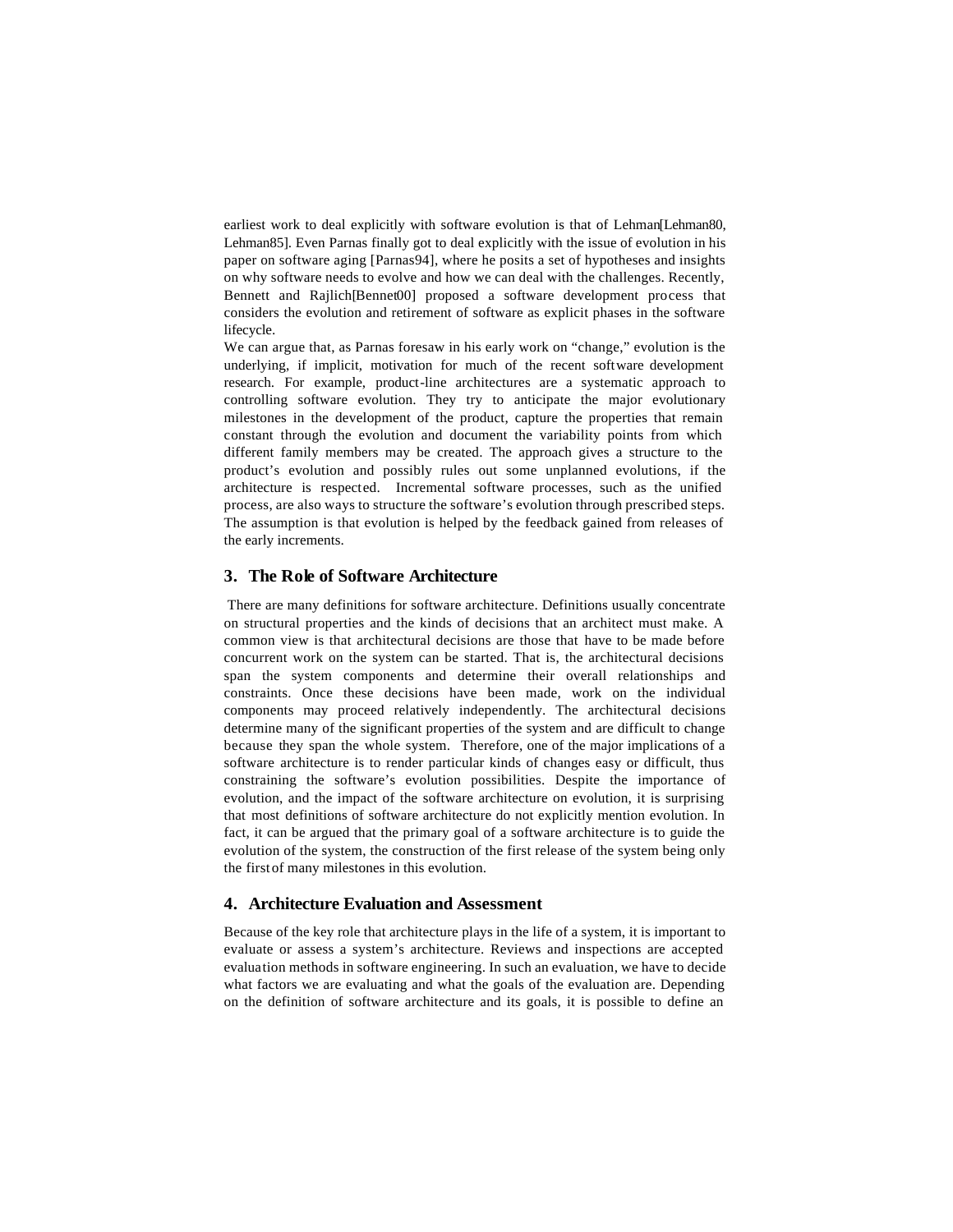earliest work to deal explicitly with software evolution is that of Lehman[Lehman80, Lehman85]. Even Parnas finally got to deal explicitly with the issue of evolution in his paper on software aging [Parnas94], where he posits a set of hypotheses and insights on why software needs to evolve and how we can deal with the challenges. Recently, Bennett and Rajlich[Bennet00] proposed a software development process that considers the evolution and retirement of software as explicit phases in the software lifecycle.

We can argue that, as Parnas foresaw in his early work on "change," evolution is the underlying, if implicit, motivation for much of the recent software development research. For example, product-line architectures are a systematic approach to controlling software evolution. They try to anticipate the major evolutionary milestones in the development of the product, capture the properties that remain constant through the evolution and document the variability points from which different family members may be created. The approach gives a structure to the product's evolution and possibly rules out some unplanned evolutions, if the architecture is respected. Incremental software processes, such as the unified process, are also ways to structure the software's evolution through prescribed steps. The assumption is that evolution is helped by the feedback gained from releases of the early increments.

## 3. The Role of Software Architecture

There are many definitions for software architecture. Definitions usually concentrate on structural properties and the kinds of decisions that an architect must make. A common view is that architectural decisions are those that have to be made before concurrent work on the system can be started. That is, the architectural decisions span the system components and determine their overall relationships and constraints. Once these decisions have been made, work on the individual components may proceed relatively independently. The architectural decisions determine many of the significant properties of the system and are difficult to change because they span the whole system. Therefore, one of the major implications of a software architecture is to render particular kinds of changes easy or difficult, thus constraining the software's evolution possibilities. Despite the importance of evolution, and the impact of the software architecture on evolution, it is surprising that most definitions of software architecture do not explicitly mention evolution. In fact, it can be argued that the primary goal of a software architecture is to guide the evolution of the system, the construction of the first release of the system being only the first of many milestones in this evolution.

## 4. Architecture Evaluation and Assessment

Because of the key role that architecture plays in the life of a system, it is important to evaluate or assess a system's architecture. Reviews and inspections are accepted evaluation methods in software engineering. In such an evaluation, we have to decide what factors we are evaluating and what the goals of the evaluation are. Depending on the definition of software architecture and its goals, it is possible to define an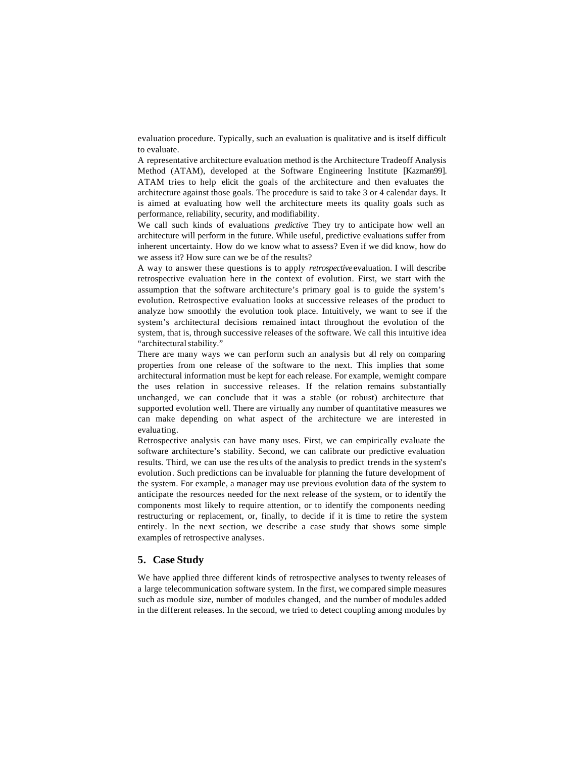evaluation procedure. Typically, such an evaluation is qualitative and is itself difficult to evaluate.

A representative architecture evaluation method is the Architecture Tradeoff Analysis Method (ATAM), developed at the Software Engineering Institute [Kazman99]. ATAM tries to help elicit the goals of the architecture and then evaluates the architecture against those goals. The procedure is said to take 3 or 4 calendar days. It is aimed at evaluating how well the architecture meets its quality goals such as performance, reliability, security, and modifiability.

We call such kinds of evaluations *predictive*. They try to anticipate how well an architecture will perform in the future. While useful, predictive evaluations suffer from inherent uncertainty. How do we know what to assess? Even if we did know, how do we assess it? How sure can we be of the results?

A way to answer these questions is to apply *retrospective* evaluation. I will describe retrospective evaluation here in the context of evolution. First, we start with the assumption that the software architecture's primary goal is to guide the system's evolution. Retrospective evaluation looks at successive releases of the product to analyze how smoothly the evolution took place. Intuitively, we want to see if the system's architectural decisions remained intact throughout the evolution of the system, that is, through successive releases of the software. We call this intuitive idea "architectural stability."

There are many ways we can perform such an analysis but all rely on comparing properties from one release of the software to the next. This implies that some architectural information must be kept for each release. For example, we might compare the uses relation in successive releases. If the relation remains substantially unchanged, we can conclude that it was a stable (or robust) architecture that supported evolution well. There are virtually any number of quantitative measures we can make depending on what aspect of the architecture we are interested in evaluating.

Retrospective analysis can have many uses. First, we can empirically evaluate the software architecture's stability. Second, we can calibrate our predictive evaluation results. Third, we can use the results of the analysis to predict trends in the system's evolution. Such predictions can be invaluable for planning the future development of the system. For example, a manager may use previous evolution data of the system to anticipate the resources needed for the next release of the system, or to identify the components most likely to require attention, or to identify the components needing restructuring or replacement, or, finally, to decide if it is time to retire the system entirely. In the next section, we describe a case study that shows some simple examples of retrospective analyses.

## 5. Case Study

We have applied three different kinds of retrospective analyses to twenty releases of a large telecommunication software system. In the first, we compared simple measures such as module size, number of modules changed, and the number of modules added in the different releases. In the second, we tried to detect coupling among modules by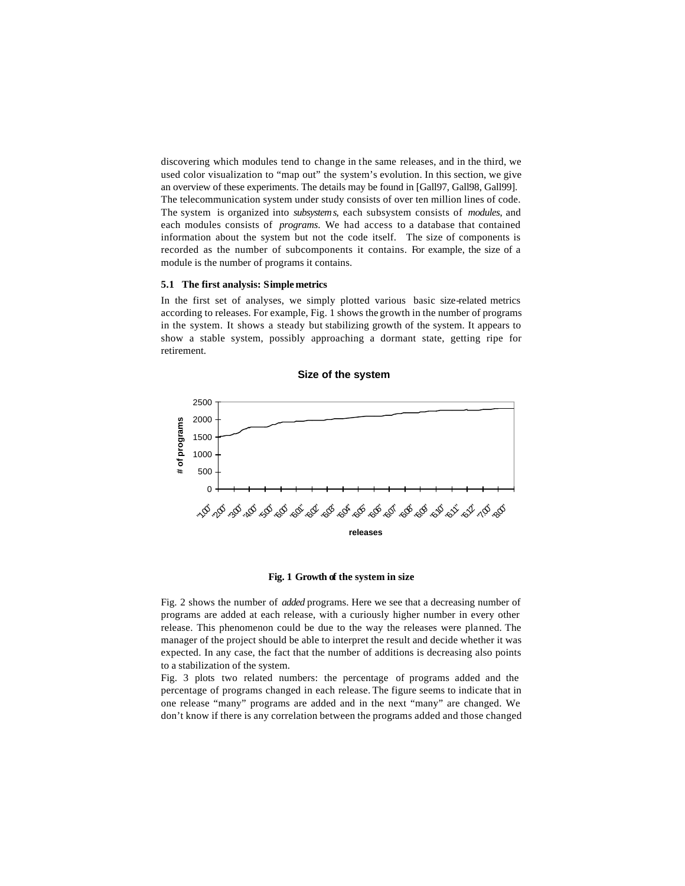discovering which modules tend to change in the same releases, and in the third, we used color visualization to "map out" the system's evolution. In this section, we give an overview of these experiments. The details may be found in [Gall97, Gall98, Gall99].
The telecommunication system under study consists of over ten million lines of code. The system is organized into *subsystems*, each subsystem consists of *modules*, and each modules consists of *programs*. We had access to a database that contained information about the system but not the code itself. The size of components is recorded as the number of subcomponents it contains. For example, the size of a module is the number of programs it contains.

### 5.1 The first analysis: Simple metrics

In the first set of analyses, we simply plotted various basic size-related metrics according to releases. For example, Fig. 1 shows the growth in the number of programs in the system. It shows a steady but stabilizing growth of the system. It appears to show a stable system, possibly approaching a dormant state, getting ripe for retirement.

**Fig. 1 Growth of the system in size**

Fig. 2 shows the number of *added* programs. Here we see that a decreasing number of programs are added at each release, with a curiously higher number in every other release. This phenomenon could be due to the way the releases were planned. The manager of the project should be able to interpret the result and decide whether it was expected. In any case, the fact that the number of additions is decreasing also points to a stabilization of the system.
Fig. 3 plots two related numbers: the percentage of programs added and the percentage of programs changed in each release. The figure seems to indicate that in one release "many" programs are added and in the next "many" are changed. We don't know if there is any correlation between the programs added and those changed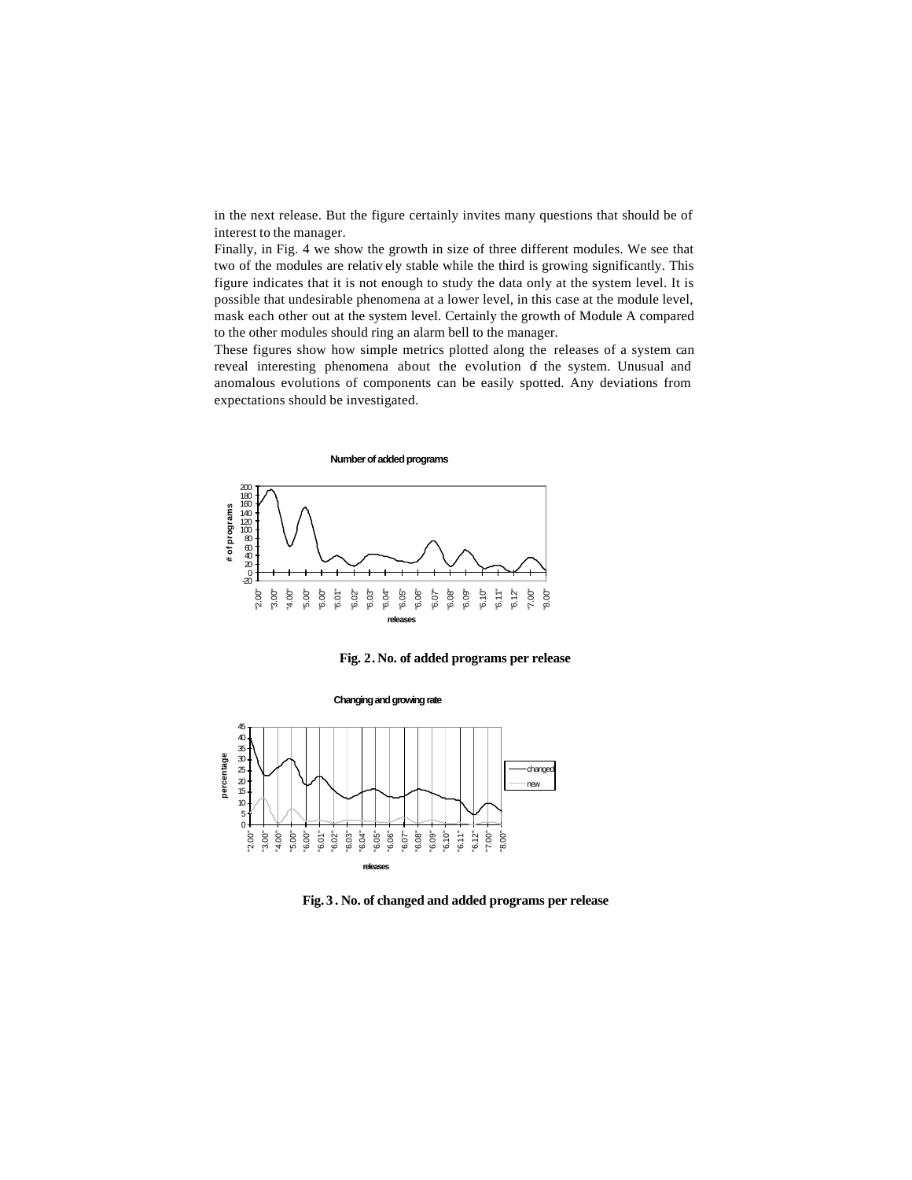in the next release. But the figure certainly invites many questions that should be of interest to the manager.

Finally, in Fig. 4 we show the growth in size of three different modules. We see that two of the modules are relatively stable while the third is growing significantly. This figure indicates that it is not enough to study the data only at the system level. It is possible that undesirable phenomena at a lower level, in this case at the module level, mask each other out at the system level. Certainly the growth of Module A compared to the other modules should ring an alarm bell to the manager.

These figures show how simple metrics plotted along the releases of a system can reveal interesting phenomena about the evolution of the system. Unusual and anomalous evolutions of components can be easily spotted. Any deviations from expectations should be investigated.

**Fig. 2. No. of added programs per release**

**Fig. 3. No. of changed and added programs per release**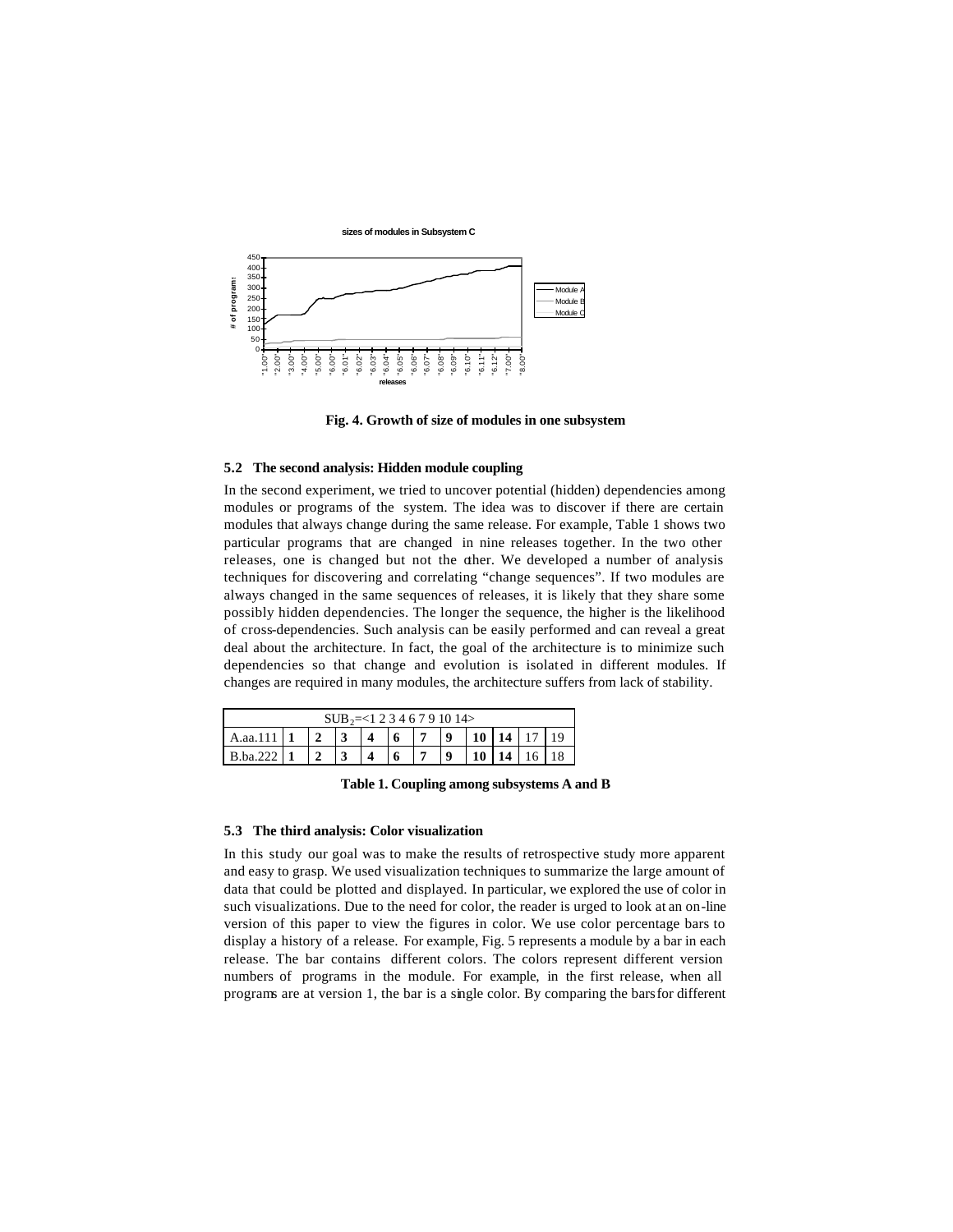**Fig. 4. Growth of size of modules in one subsystem**

### 5.2 The second analysis: Hidden module coupling

In the second experiment, we tried to uncover potential (hidden) dependencies among modules or programs of the system. The idea was to discover if there are certain modules that always change during the same release. For example, Table 1 shows two particular programs that are changed in nine releases together. In the two other releases, one is changed but not the other. We developed a number of analysis techniques for discovering and correlating "change sequences". If two modules are always changed in the same sequences of releases, it is likely that they share some possibly hidden dependencies. The longer the sequence, the higher is the likelihood of cross-dependencies. Such analysis can be easily performed and can reveal a great deal about the architecture. In fact, the goal of the architecture is to minimize such dependencies so that change and evolution is isolated in different modules. If changes are required in many modules, the architecture suffers from lack of stability.

| $SUB_2$=<1 2 3 4 6 7 9 10 14> | | | | | | | | | | | |
|---|---|---|---|---|---|---|---|---|---|---|---|
| A.aa.111 | **1** | **2** | **3** | **4** | **6** | **7** | **9** | **10** | **14** | 17 | 19 |
| B.ba.222 | **1** | **2** | **3** | **4** | **6** | **7** | **9** | **10** | **14** | 16 | 18 |

**Table 1. Coupling among subsystems A and B**

### 5.3 The third analysis: Color visualization

In this study our goal was to make the results of retrospective study more apparent and easy to grasp. We used visualization techniques to summarize the large amount of data that could be plotted and displayed. In particular, we explored the use of color in such visualizations. Due to the need for color, the reader is urged to look at an on-line version of this paper to view the figures in color. We use color percentage bars to display a history of a release. For example, Fig. 5 represents a module by a bar in each release. The bar contains different colors. The colors represent different version numbers of programs in the module. For example, in the first release, when all programs are at version 1, the bar is a single color. By comparing the bars for different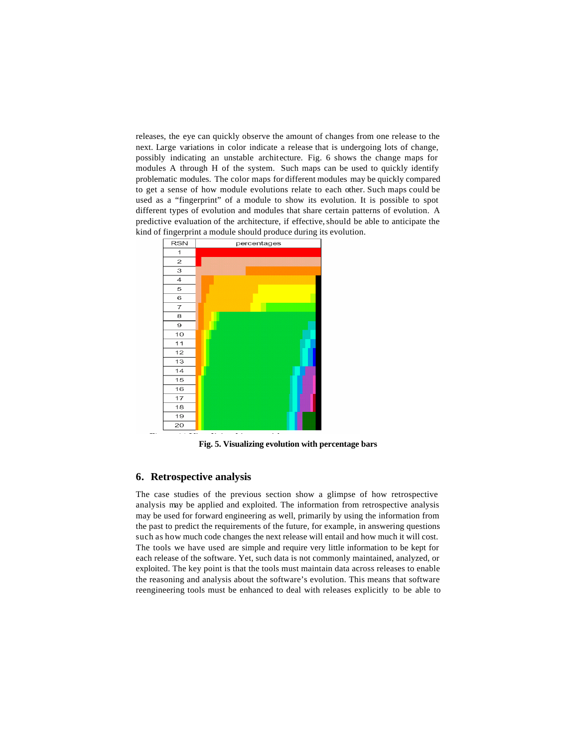releases, the eye can quickly observe the amount of changes from one release to the next. Large variations in color indicate a release that is undergoing lots of change, possibly indicating an unstable architecture. Fig. 6 shows the change maps for modules A through H of the system. Such maps can be used to quickly identify problematic modules. The color maps for different modules may be quickly compared to get a sense of how module evolutions relate to each other. Such maps could be used as a "fingerprint" of a module to show its evolution. It is possible to spot different types of evolution and modules that share certain patterns of evolution. A predictive evaluation of the architecture, if effective, should be able to anticipate the kind of fingerprint a module should produce during its evolution.

RSN
percentages
1
2
3
4
5
6
7
8
9
10
11
12
13
14
15
16
17
18
19
20

**Fig. 5. Visualizing evolution with percentage bars**

## 6. Retrospective analysis

The case studies of the previous section show a glimpse of how retrospective analysis may be applied and exploited. The information from retrospective analysis may be used for forward engineering as well, primarily by using the information from the past to predict the requirements of the future, for example, in answering questions such as how much code changes the next release will entail and how much it will cost. The tools we have used are simple and require very little information to be kept for each release of the software. Yet, such data is not commonly maintained, analyzed, or exploited. The key point is that the tools must maintain data across releases to enable the reasoning and analysis about the software's evolution. This means that software reengineering tools must be enhanced to deal with releases explicitly to be able to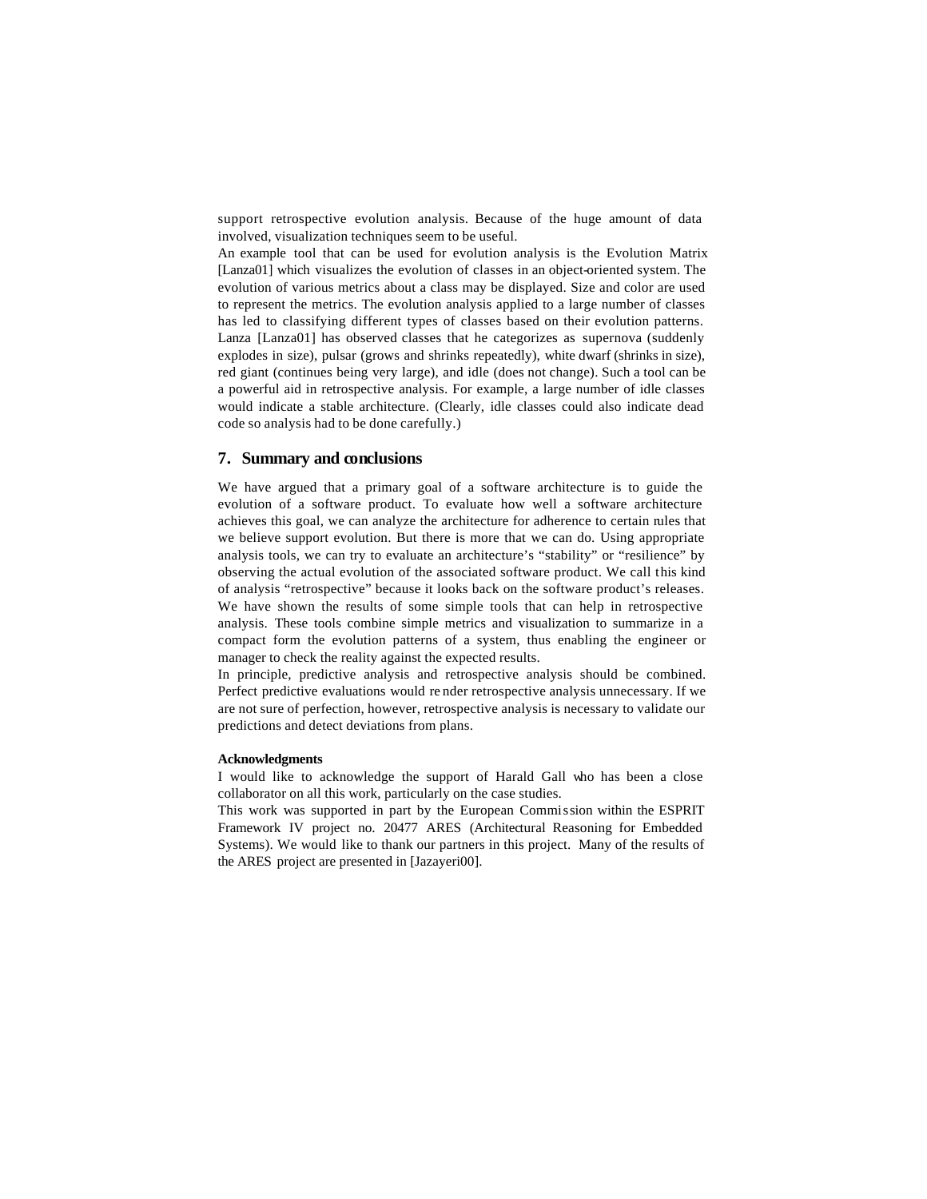support retrospective evolution analysis. Because of the huge amount of data involved, visualization techniques seem to be useful.

An example tool that can be used for evolution analysis is the Evolution Matrix [Lanza01] which visualizes the evolution of classes in an object-oriented system. The evolution of various metrics about a class may be displayed. Size and color are used to represent the metrics. The evolution analysis applied to a large number of classes has led to classifying different types of classes based on their evolution patterns. Lanza [Lanza01] has observed classes that he categorizes as supernova (suddenly explodes in size), pulsar (grows and shrinks repeatedly), white dwarf (shrinks in size), red giant (continues being very large), and idle (does not change). Such a tool can be a powerful aid in retrospective analysis. For example, a large number of idle classes would indicate a stable architecture. (Clearly, idle classes could also indicate dead code so analysis had to be done carefully.)

## 7. Summary and conclusions

We have argued that a primary goal of a software architecture is to guide the evolution of a software product. To evaluate how well a software architecture achieves this goal, we can analyze the architecture for adherence to certain rules that we believe support evolution. But there is more that we can do. Using appropriate analysis tools, we can try to evaluate an architecture's "stability" or "resilience" by observing the actual evolution of the associated software product. We call this kind of analysis "retrospective" because it looks back on the software product's releases. We have shown the results of some simple tools that can help in retrospective analysis. These tools combine simple metrics and visualization to summarize in a compact form the evolution patterns of a system, thus enabling the engineer or manager to check the reality against the expected results.

In principle, predictive analysis and retrospective analysis should be combined. Perfect predictive evaluations would render retrospective analysis unnecessary. If we are not sure of perfection, however, retrospective analysis is necessary to validate our predictions and detect deviations from plans.

#### Acknowledgments

I would like to acknowledge the support of Harald Gall who has been a close collaborator on all this work, particularly on the case studies.

This work was supported in part by the European Commission within the ESPRIT Framework IV project no. 20477 ARES (Architectural Reasoning for Embedded Systems). We would like to thank our partners in this project. Many of the results of the ARES project are presented in [Jazayeri00].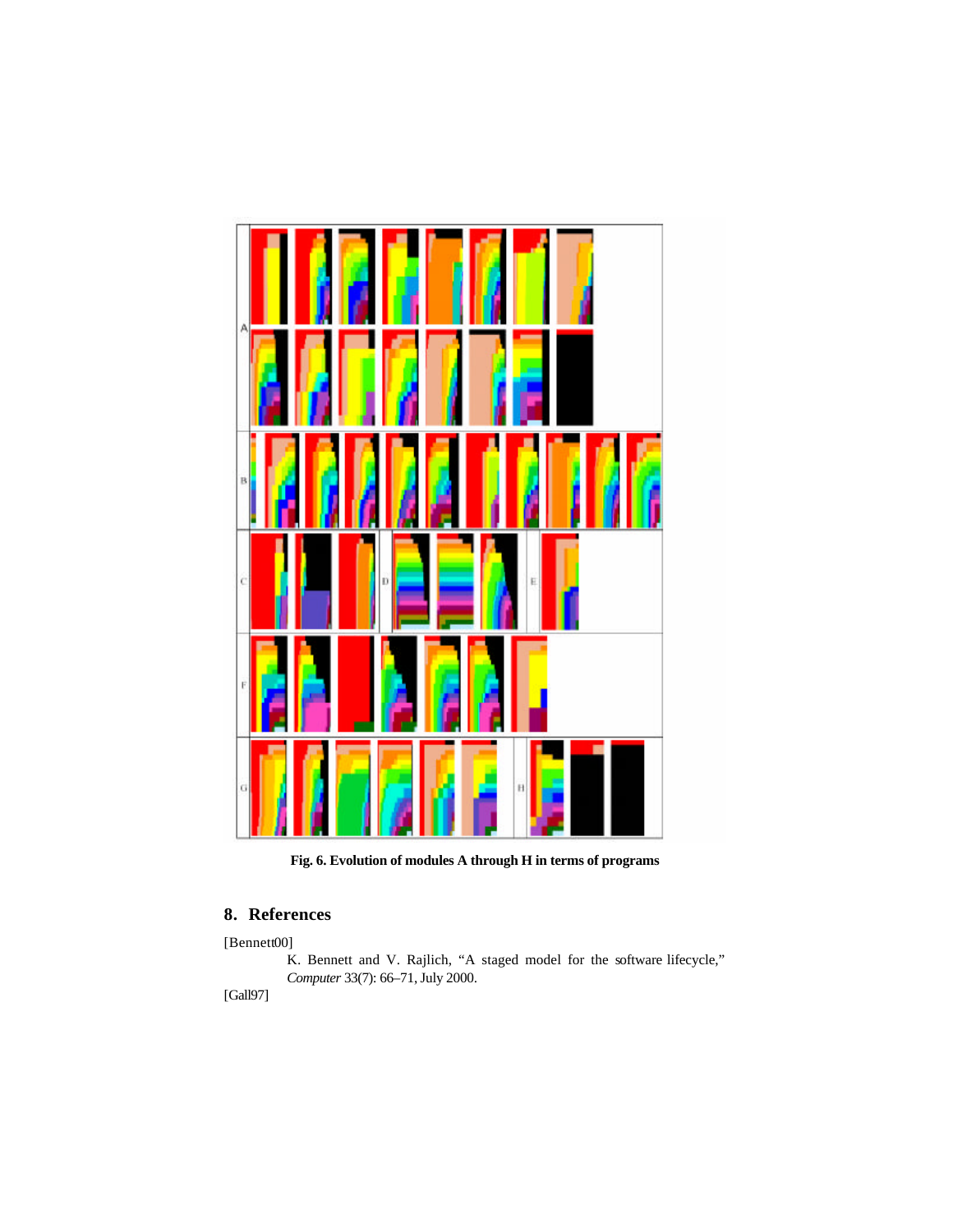Fig. 6. Evolution of modules A through H in terms of programs

## 8. References

[Bennett00]

K. Bennett and V. Rajlich, "A staged model for the software lifecycle," *Computer* 33(7): 66–71, July 2000.

[Gall97]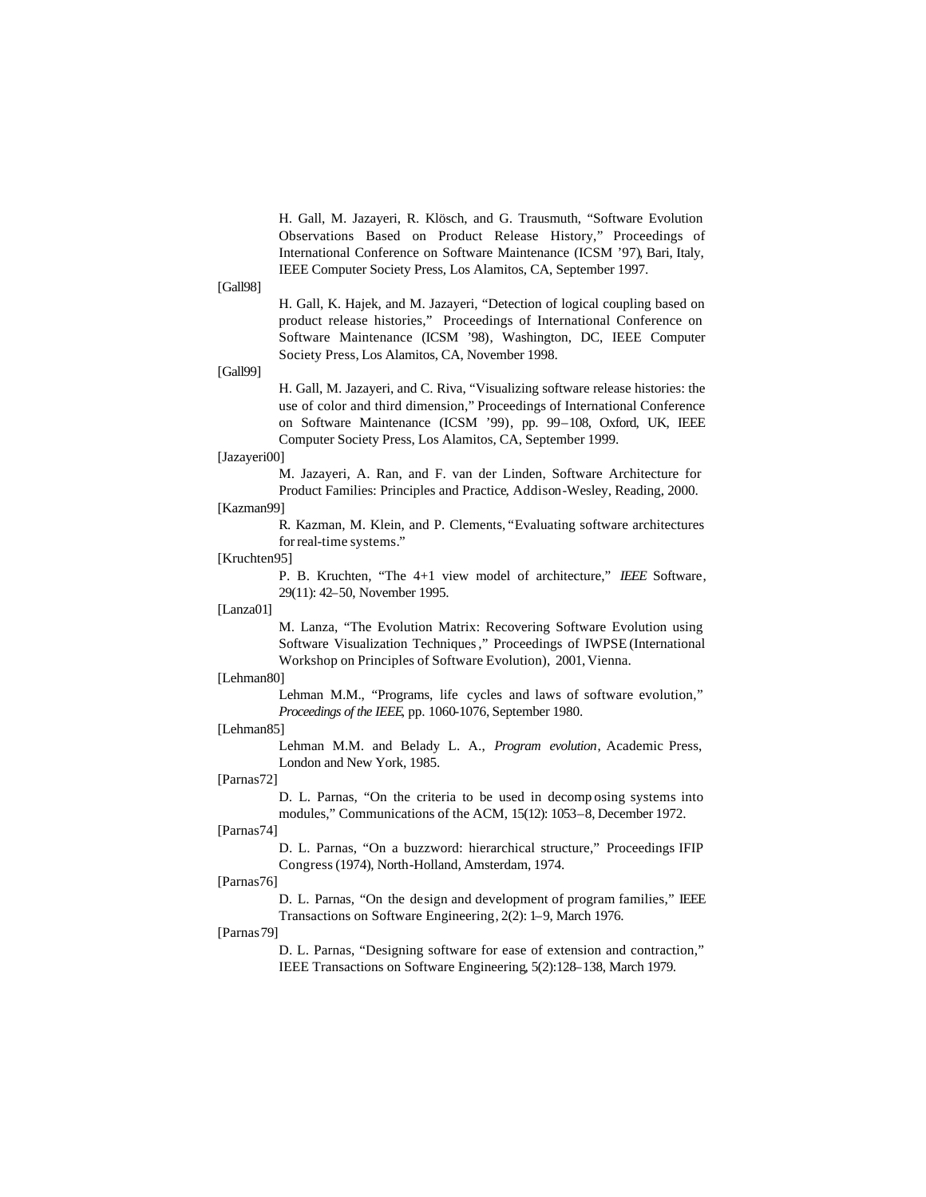H. Gall, M. Jazayeri, R. Klösch, and G. Trausmuth, "Software Evolution Observations Based on Product Release History," Proceedings of International Conference on Software Maintenance (ICSM '97), Bari, Italy, IEEE Computer Society Press, Los Alamitos, CA, September 1997.

[Gall98]
H. Gall, K. Hajek, and M. Jazayeri, "Detection of logical coupling based on product release histories," Proceedings of International Conference on Software Maintenance (ICSM '98), Washington, DC, IEEE Computer Society Press, Los Alamitos, CA, November 1998.

[Gall99]
H. Gall, M. Jazayeri, and C. Riva, "Visualizing software release histories: the use of color and third dimension," Proceedings of International Conference on Software Maintenance (ICSM '99), pp. 99–108, Oxford, UK, IEEE Computer Society Press, Los Alamitos, CA, September 1999.

[Jazayeri00]
M. Jazayeri, A. Ran, and F. van der Linden, Software Architecture for Product Families: Principles and Practice, Addison-Wesley, Reading, 2000.

[Kazman99]
R. Kazman, M. Klein, and P. Clements, "Evaluating software architectures for real-time systems."

[Kruchten95]
P. B. Kruchten, "The 4+1 view model of architecture," *IEEE* Software, 29(11): 42–50, November 1995.

[Lanza01]
M. Lanza, "The Evolution Matrix: Recovering Software Evolution using Software Visualization Techniques," Proceedings of IWPSE (International Workshop on Principles of Software Evolution), 2001, Vienna.

[Lehman80]
Lehman M.M., "Programs, life cycles and laws of software evolution," *Proceedings of the IEEE*, pp. 1060-1076, September 1980.

[Lehman85]
Lehman M.M. and Belady L. A., *Program evolution*, Academic Press, London and New York, 1985.

[Parnas72]
D. L. Parnas, "On the criteria to be used in decomposing systems into modules," Communications of the ACM, 15(12): 1053–8, December 1972.

[Parnas74]
D. L. Parnas, "On a buzzword: hierarchical structure," Proceedings IFIP Congress (1974), North-Holland, Amsterdam, 1974.

[Parnas76]
D. L. Parnas, "On the design and development of program families," IEEE Transactions on Software Engineering, 2(2): 1–9, March 1976.

[Parnas79]
D. L. Parnas, "Designing software for ease of extension and contraction," IEEE Transactions on Software Engineering, 5(2):128–138, March 1979.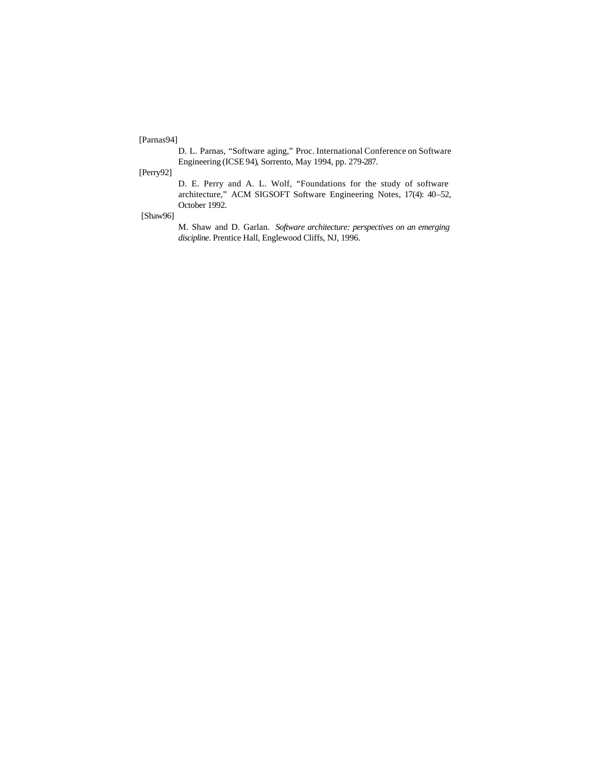[Parnas94]

D. L. Parnas, "Software aging," Proc. International Conference on Software Engineering (ICSE 94), Sorrento, May 1994, pp. 279-287.

[Perry92]

D. E. Perry and A. L. Wolf, "Foundations for the study of software architecture," ACM SIGSOFT Software Engineering Notes, 17(4): 40–52, October 1992.

[Shaw96]

M. Shaw and D. Garlan. *Software architecture: perspectives on an emerging discipline.* Prentice Hall, Englewood Cliffs, NJ, 1996.